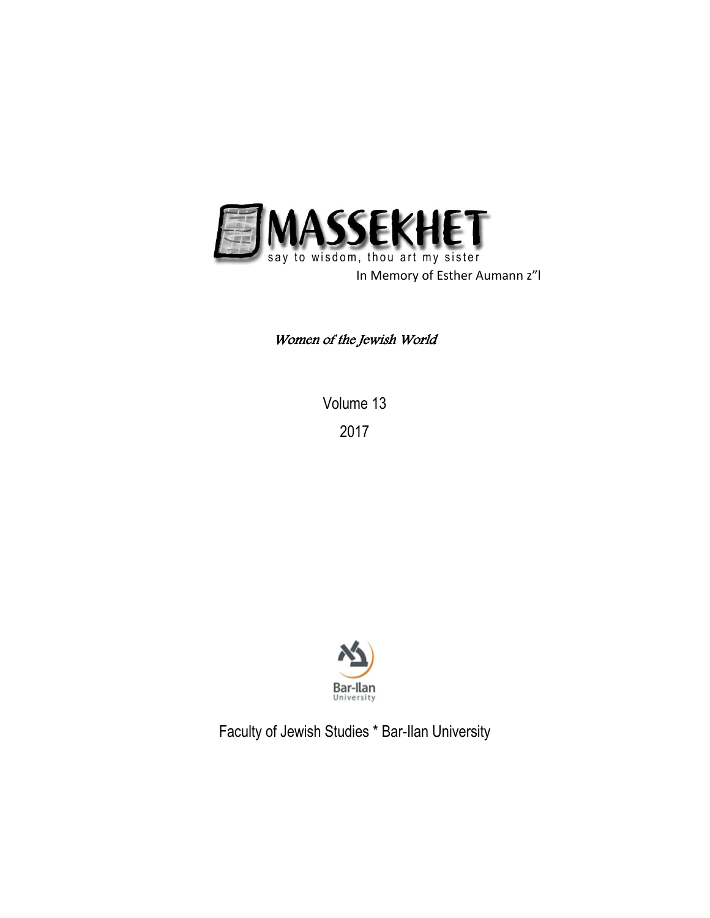# MASSEKHET

say to wisdom, thou art my sister

In Memory of Esther Aumann z"l

*Women of the Jewish World*

Volume 13

2017

Bar-Ilan University

Faculty of Jewish Studies * Bar-Ilan University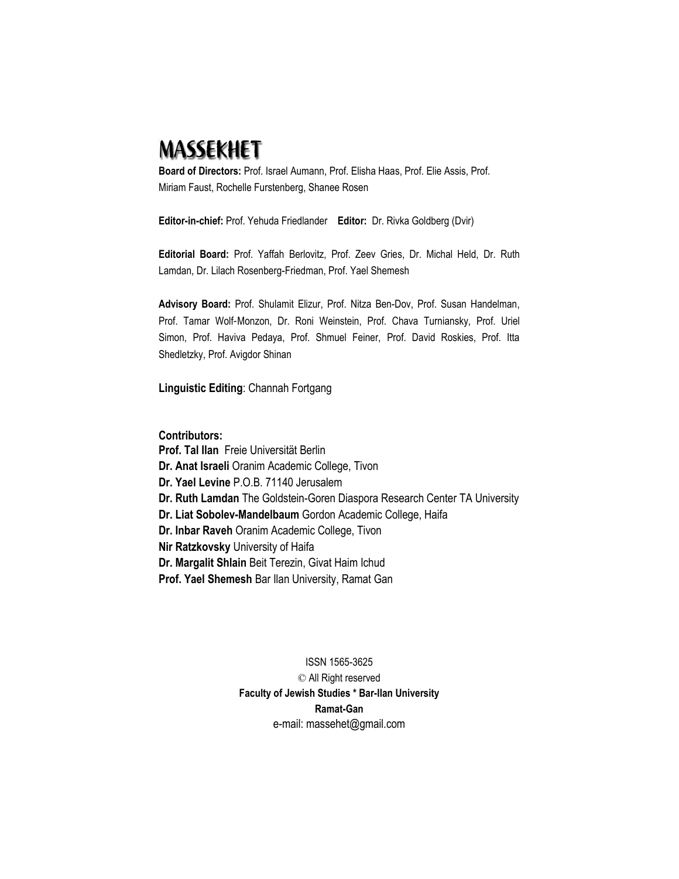# MASSEKHET

**Board of Directors:** Prof. Israel Aumann, Prof. Elisha Haas, Prof. Elie Assis, Prof. Miriam Faust, Rochelle Furstenberg, Shanee Rosen

**Editor-in-chief:** Prof. Yehuda Friedlander **Editor:** Dr. Rivka Goldberg (Dvir)

**Editorial Board:** Prof. Yaffah Berlovitz, Prof. Zeev Gries, Dr. Michal Held, Dr. Ruth Lamdan, Dr. Lilach Rosenberg-Friedman, Prof. Yael Shemesh

**Advisory Board:** Prof. Shulamit Elizur, Prof. Nitza Ben-Dov, Prof. Susan Handelman, Prof. Tamar Wolf-Monzon, Dr. Roni Weinstein, Prof. Chava Turniansky, Prof. Uriel Simon, Prof. Haviva Pedaya, Prof. Shmuel Feiner, Prof. David Roskies, Prof. Itta Shedletzky, Prof. Avigdor Shinan

**Linguistic Editing**: Channah Fortgang

**Contributors:**

**Prof. Tal Ilan** Freie Universität Berlin
**Dr. Anat Israeli** Oranim Academic College, Tivon
**Dr. Yael Levine** P.O.B. 71140 Jerusalem
**Dr. Ruth Lamdan** The Goldstein-Goren Diaspora Research Center TA University
**Dr. Liat Sobolev-Mandelbaum** Gordon Academic College, Haifa
**Dr. Inbar Raveh** Oranim Academic College, Tivon
**Nir Ratzkovsky** University of Haifa
**Dr. Margalit Shlain** Beit Terezin, Givat Haim Ichud
**Prof. Yael Shemesh** Bar Ilan University, Ramat Gan

ISSN 1565-3625
© All Right reserved
**Faculty of Jewish Studies * Bar-Ilan University**
**Ramat-Gan**
e-mail: massehet@gmail.com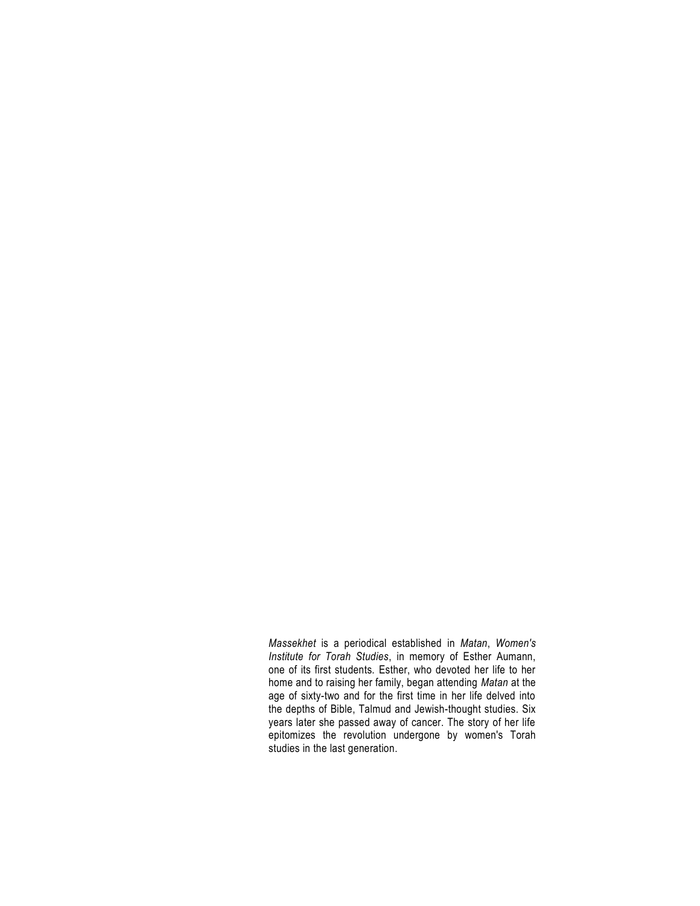*Massekhet* is a periodical established in *Matan*, *Women's Institute for Torah Studies*, in memory of Esther Aumann, one of its first students. Esther, who devoted her life to her home and to raising her family, began attending *Matan* at the age of sixty-two and for the first time in her life delved into the depths of Bible, Talmud and Jewish-thought studies. Six years later she passed away of cancer. The story of her life epitomizes the revolution undergone by women's Torah studies in the last generation.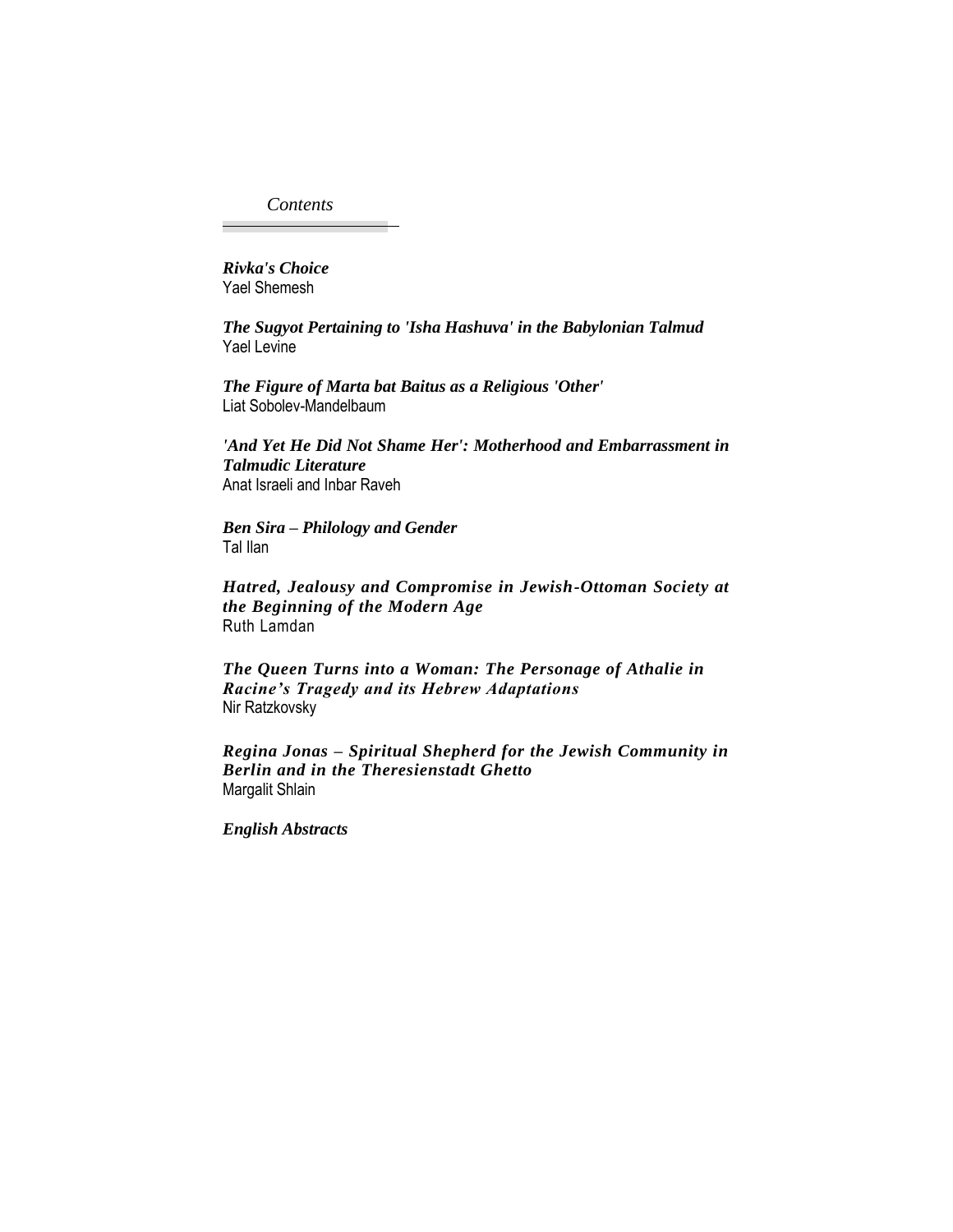*Contents*

***Rivka's Choice***
Yael Shemesh

***The Sugyot Pertaining to 'Isha Hashuva' in the Babylonian Talmud***
Yael Levine

***The Figure of Marta bat Baitus as a Religious 'Other'***
Liat Sobolev-Mandelbaum

***'And Yet He Did Not Shame Her': Motherhood and Embarrassment in Talmudic Literature***
Anat Israeli and Inbar Raveh

***Ben Sira – Philology and Gender***
Tal Ilan

***Hatred, Jealousy and Compromise in Jewish-Ottoman Society at the Beginning of the Modern Age***
Ruth Lamdan

***The Queen Turns into a Woman: The Personage of Athalie in Racine's Tragedy and its Hebrew Adaptations***
Nir Ratzkovsky

***Regina Jonas – Spiritual Shepherd for the Jewish Community in Berlin and in the Theresienstadt Ghetto***
Margalit Shlain

***English Abstracts***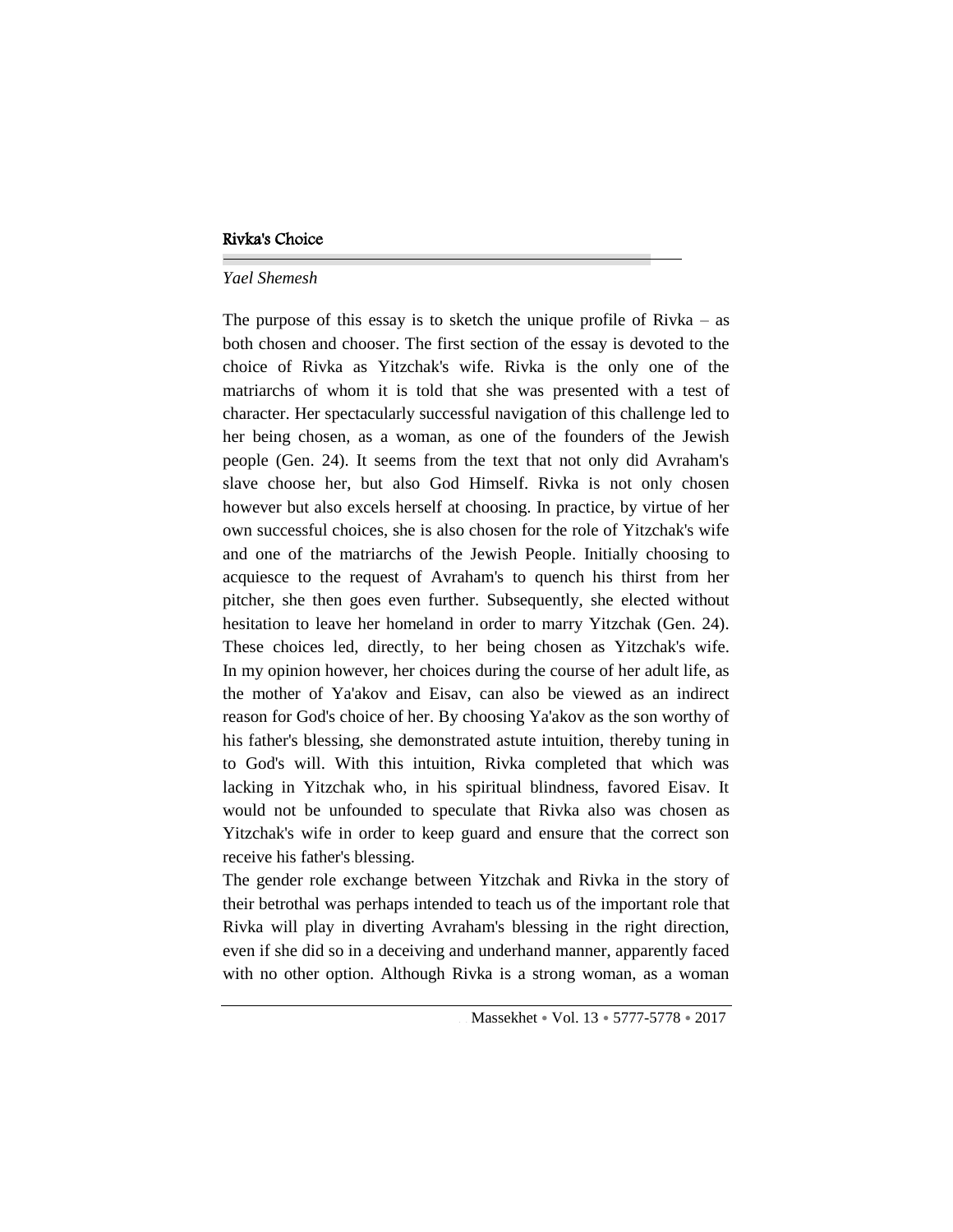## Rivka's Choice

*Yael Shemesh*

The purpose of this essay is to sketch the unique profile of Rivka – as both chosen and chooser. The first section of the essay is devoted to the choice of Rivka as Yitzchak's wife. Rivka is the only one of the matriarchs of whom it is told that she was presented with a test of character. Her spectacularly successful navigation of this challenge led to her being chosen, as a woman, as one of the founders of the Jewish people (Gen. 24). It seems from the text that not only did Avraham's slave choose her, but also God Himself. Rivka is not only chosen however but also excels herself at choosing. In practice, by virtue of her own successful choices, she is also chosen for the role of Yitzchak's wife and one of the matriarchs of the Jewish People. Initially choosing to acquiesce to the request of Avraham's to quench his thirst from her pitcher, she then goes even further. Subsequently, she elected without hesitation to leave her homeland in order to marry Yitzchak (Gen. 24). These choices led, directly, to her being chosen as Yitzchak's wife. In my opinion however, her choices during the course of her adult life, as the mother of Ya'akov and Eisav, can also be viewed as an indirect reason for God's choice of her. By choosing Ya'akov as the son worthy of his father's blessing, she demonstrated astute intuition, thereby tuning in to God's will. With this intuition, Rivka completed that which was lacking in Yitzchak who, in his spiritual blindness, favored Eisav. It would not be unfounded to speculate that Rivka also was chosen as Yitzchak's wife in order to keep guard and ensure that the correct son receive his father's blessing.

The gender role exchange between Yitzchak and Rivka in the story of their betrothal was perhaps intended to teach us of the important role that Rivka will play in diverting Avraham's blessing in the right direction, even if she did so in a deceiving and underhand manner, apparently faced with no other option. Although Rivka is a strong woman, as a woman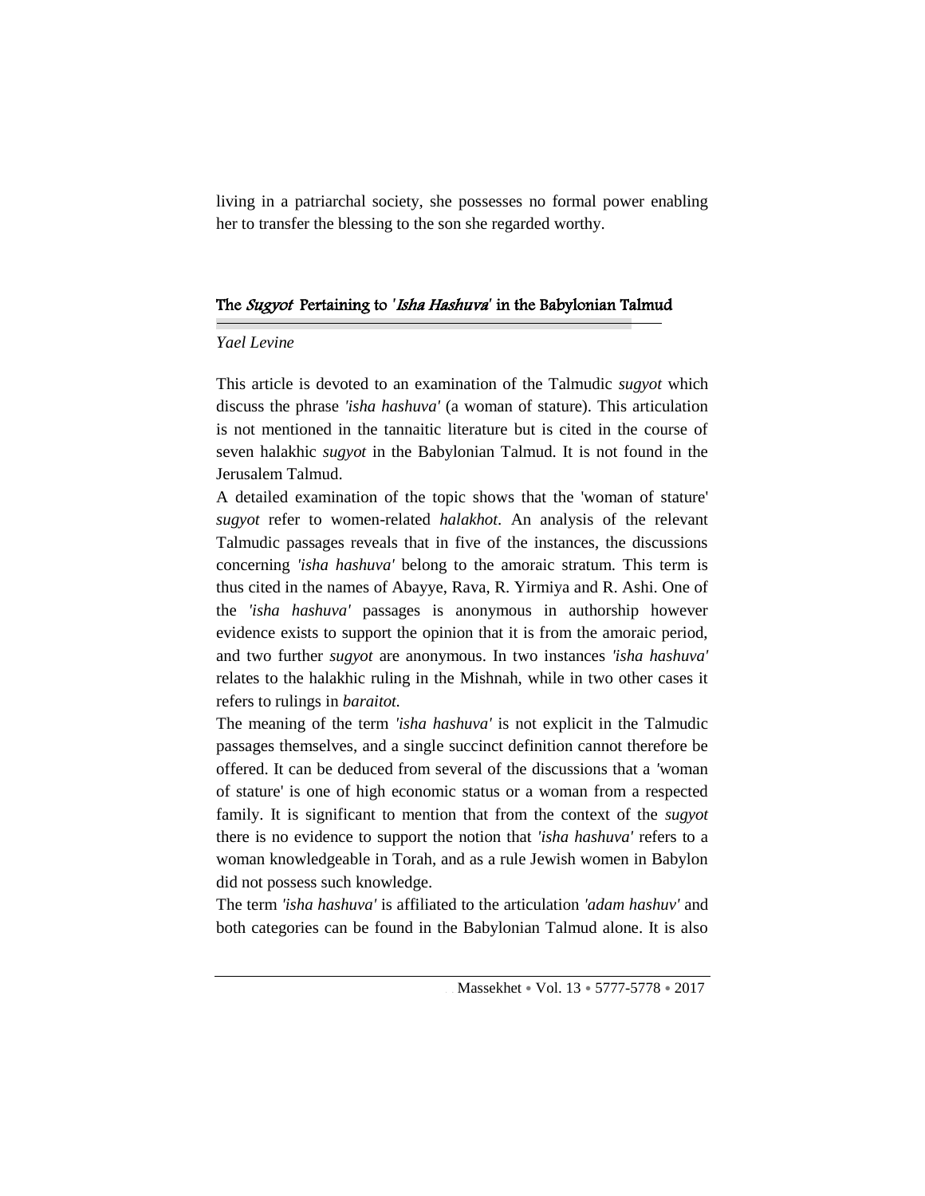living in a patriarchal society, she possesses no formal power enabling her to transfer the blessing to the son she regarded worthy.

## The *Sugyot* Pertaining to '*Isha Hashuva*' in the Babylonian Talmud

*Yael Levine*

This article is devoted to an examination of the Talmudic *sugyot* which discuss the phrase *'isha hashuva'* (a woman of stature). This articulation is not mentioned in the tannaitic literature but is cited in the course of seven halakhic *sugyot* in the Babylonian Talmud. It is not found in the Jerusalem Talmud.

A detailed examination of the topic shows that the 'woman of stature' *sugyot* refer to women-related *halakhot*. An analysis of the relevant Talmudic passages reveals that in five of the instances, the discussions concerning *'isha hashuva'* belong to the amoraic stratum. This term is thus cited in the names of Abayye, Rava, R. Yirmiya and R. Ashi. One of the *'isha hashuva'* passages is anonymous in authorship however evidence exists to support the opinion that it is from the amoraic period, and two further *sugyot* are anonymous. In two instances *'isha hashuva'* relates to the halakhic ruling in the Mishnah, while in two other cases it refers to rulings in *baraitot.*

The meaning of the term *'isha hashuva'* is not explicit in the Talmudic passages themselves, and a single succinct definition cannot therefore be offered. It can be deduced from several of the discussions that a 'woman of stature' is one of high economic status or a woman from a respected family. It is significant to mention that from the context of the *sugyot* there is no evidence to support the notion that *'isha hashuva'* refers to a woman knowledgeable in Torah, and as a rule Jewish women in Babylon did not possess such knowledge.

The term *'isha hashuva'* is affiliated to the articulation *'adam hashuv'* and both categories can be found in the Babylonian Talmud alone. It is also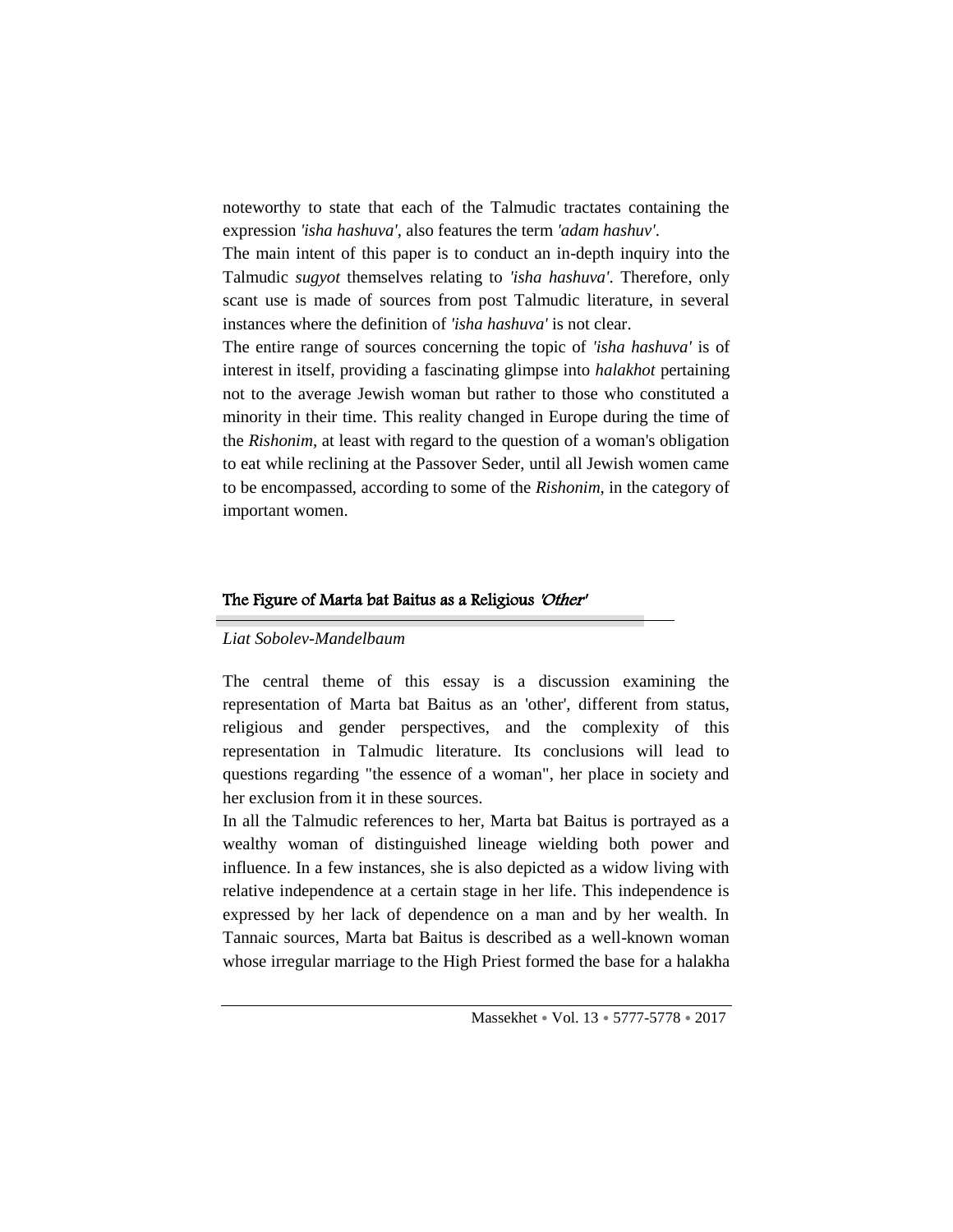noteworthy to state that each of the Talmudic tractates containing the expression *'isha hashuva'*, also features the term *'adam hashuv'*.

The main intent of this paper is to conduct an in-depth inquiry into the Talmudic *sugyot* themselves relating to *'isha hashuva'*. Therefore, only scant use is made of sources from post Talmudic literature, in several instances where the definition of *'isha hashuva'* is not clear.

The entire range of sources concerning the topic of *'isha hashuva'* is of interest in itself, providing a fascinating glimpse into *halakhot* pertaining not to the average Jewish woman but rather to those who constituted a minority in their time. This reality changed in Europe during the time of the *Rishonim*, at least with regard to the question of a woman's obligation to eat while reclining at the Passover Seder, until all Jewish women came to be encompassed, according to some of the *Rishonim*, in the category of important women.

## The Figure of Marta bat Baitus as a Religious *'Other'*

*Liat Sobolev-Mandelbaum*

The central theme of this essay is a discussion examining the representation of Marta bat Baitus as an 'other', different from status, religious and gender perspectives, and the complexity of this representation in Talmudic literature. Its conclusions will lead to questions regarding "the essence of a woman", her place in society and her exclusion from it in these sources.

In all the Talmudic references to her, Marta bat Baitus is portrayed as a wealthy woman of distinguished lineage wielding both power and influence. In a few instances, she is also depicted as a widow living with relative independence at a certain stage in her life. This independence is expressed by her lack of dependence on a man and by her wealth. In Tannaic sources, Marta bat Baitus is described as a well-known woman whose irregular marriage to the High Priest formed the base for a halakha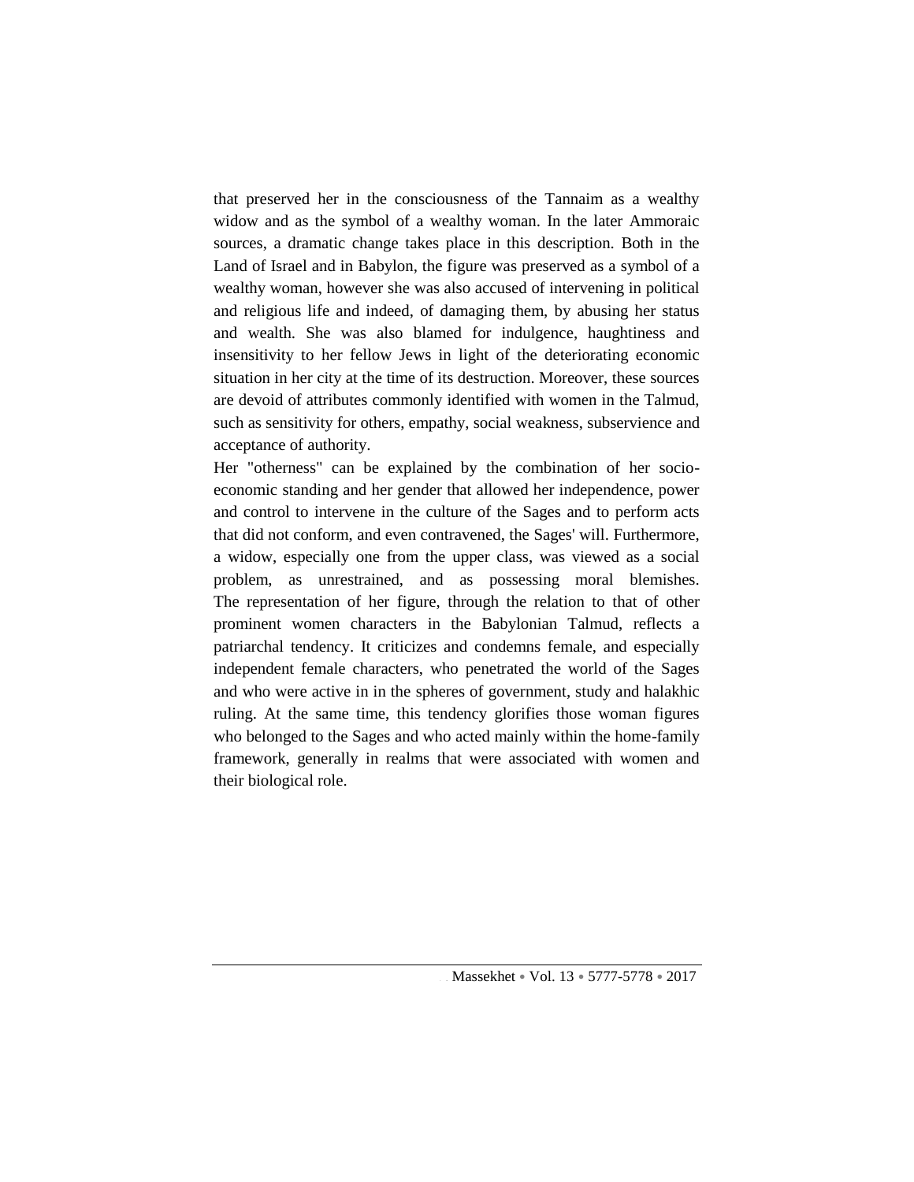that preserved her in the consciousness of the Tannaim as a wealthy widow and as the symbol of a wealthy woman. In the later Ammoraic sources, a dramatic change takes place in this description. Both in the Land of Israel and in Babylon, the figure was preserved as a symbol of a wealthy woman, however she was also accused of intervening in political and religious life and indeed, of damaging them, by abusing her status and wealth. She was also blamed for indulgence, haughtiness and insensitivity to her fellow Jews in light of the deteriorating economic situation in her city at the time of its destruction. Moreover, these sources are devoid of attributes commonly identified with women in the Talmud, such as sensitivity for others, empathy, social weakness, subservience and acceptance of authority.

Her "otherness" can be explained by the combination of her socio-economic standing and her gender that allowed her independence, power and control to intervene in the culture of the Sages and to perform acts that did not conform, and even contravened, the Sages' will. Furthermore, a widow, especially one from the upper class, was viewed as a social problem, as unrestrained, and as possessing moral blemishes. The representation of her figure, through the relation to that of other prominent women characters in the Babylonian Talmud, reflects a patriarchal tendency. It criticizes and condemns female, and especially independent female characters, who penetrated the world of the Sages and who were active in in the spheres of government, study and halakhic ruling. At the same time, this tendency glorifies those woman figures who belonged to the Sages and who acted mainly within the home-family framework, generally in realms that were associated with women and their biological role.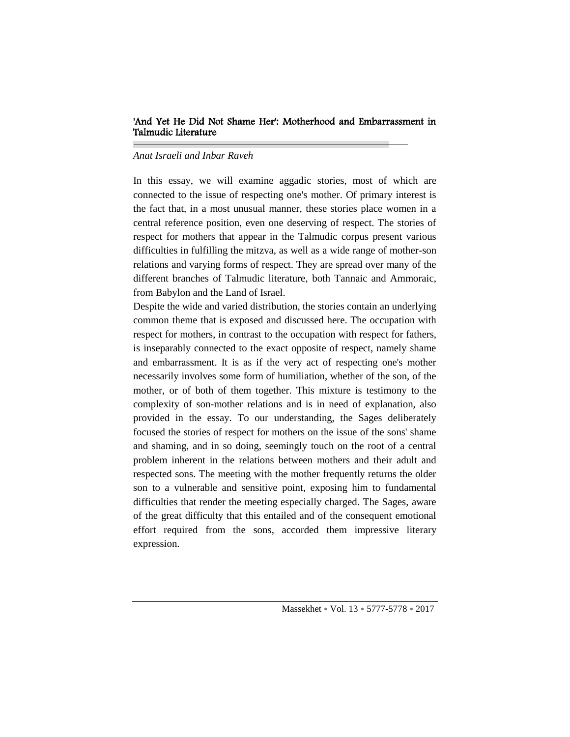## 'And Yet He Did Not Shame Her': Motherhood and Embarrassment in Talmudic Literature

*Anat Israeli and Inbar Raveh*

In this essay, we will examine aggadic stories, most of which are connected to the issue of respecting one's mother. Of primary interest is the fact that, in a most unusual manner, these stories place women in a central reference position, even one deserving of respect. The stories of respect for mothers that appear in the Talmudic corpus present various difficulties in fulfilling the mitzva, as well as a wide range of mother-son relations and varying forms of respect. They are spread over many of the different branches of Talmudic literature, both Tannaic and Ammoraic, from Babylon and the Land of Israel.

Despite the wide and varied distribution, the stories contain an underlying common theme that is exposed and discussed here. The occupation with respect for mothers, in contrast to the occupation with respect for fathers, is inseparably connected to the exact opposite of respect, namely shame and embarrassment. It is as if the very act of respecting one's mother necessarily involves some form of humiliation, whether of the son, of the mother, or of both of them together. This mixture is testimony to the complexity of son-mother relations and is in need of explanation, also provided in the essay. To our understanding, the Sages deliberately focused the stories of respect for mothers on the issue of the sons' shame and shaming, and in so doing, seemingly touch on the root of a central problem inherent in the relations between mothers and their adult and respected sons. The meeting with the mother frequently returns the older son to a vulnerable and sensitive point, exposing him to fundamental difficulties that render the meeting especially charged. The Sages, aware of the great difficulty that this entailed and of the consequent emotional effort required from the sons, accorded them impressive literary expression.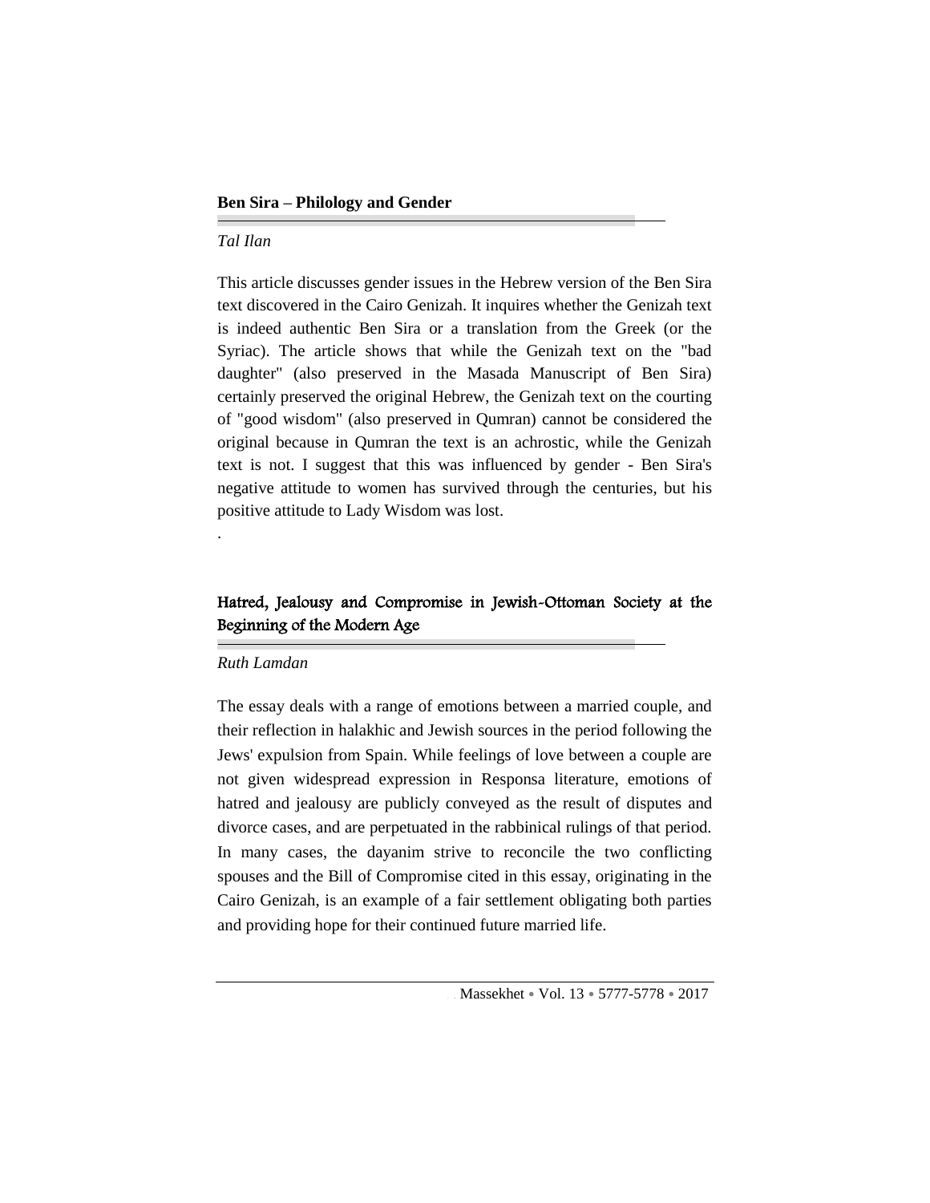## Ben Sira – Philology and Gender

*Tal Ilan*

This article discusses gender issues in the Hebrew version of the Ben Sira text discovered in the Cairo Genizah. It inquires whether the Genizah text is indeed authentic Ben Sira or a translation from the Greek (or the Syriac). The article shows that while the Genizah text on the "bad daughter" (also preserved in the Masada Manuscript of Ben Sira) certainly preserved the original Hebrew, the Genizah text on the courting of "good wisdom" (also preserved in Qumran) cannot be considered the original because in Qumran the text is an achrostic, while the Genizah text is not. I suggest that this was influenced by gender - Ben Sira's negative attitude to women has survived through the centuries, but his positive attitude to Lady Wisdom was lost.

.

## Hatred, Jealousy and Compromise in Jewish-Ottoman Society at the Beginning of the Modern Age

*Ruth Lamdan*

The essay deals with a range of emotions between a married couple, and their reflection in halakhic and Jewish sources in the period following the Jews' expulsion from Spain. While feelings of love between a couple are not given widespread expression in Responsa literature, emotions of hatred and jealousy are publicly conveyed as the result of disputes and divorce cases, and are perpetuated in the rabbinical rulings of that period. In many cases, the dayanim strive to reconcile the two conflicting spouses and the Bill of Compromise cited in this essay, originating in the Cairo Genizah, is an example of a fair settlement obligating both parties and providing hope for their continued future married life.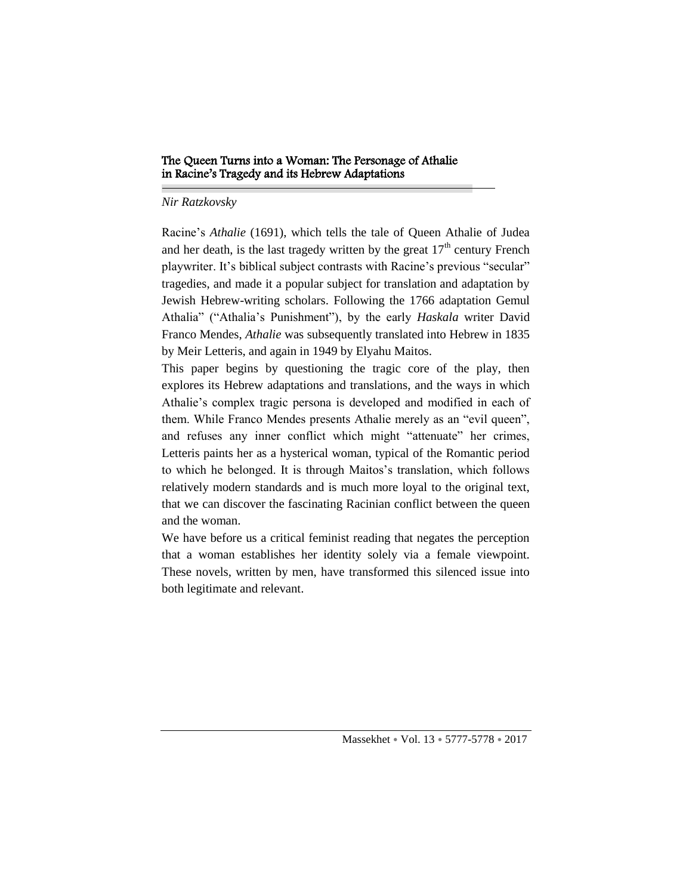## The Queen Turns into a Woman: The Personage of Athalie in Racine's Tragedy and its Hebrew Adaptations

*Nir Ratzkovsky*

Racine's *Athalie* (1691), which tells the tale of Queen Athalie of Judea and her death, is the last tragedy written by the great 17th century French playwriter. It's biblical subject contrasts with Racine's previous "secular" tragedies, and made it a popular subject for translation and adaptation by Jewish Hebrew-writing scholars. Following the 1766 adaptation Gemul Athalia" ("Athalia's Punishment"), by the early *Haskala* writer David Franco Mendes, *Athalie* was subsequently translated into Hebrew in 1835 by Meir Letteris, and again in 1949 by Elyahu Maitos.

This paper begins by questioning the tragic core of the play, then explores its Hebrew adaptations and translations, and the ways in which Athalie's complex tragic persona is developed and modified in each of them. While Franco Mendes presents Athalie merely as an "evil queen", and refuses any inner conflict which might "attenuate" her crimes, Letteris paints her as a hysterical woman, typical of the Romantic period to which he belonged. It is through Maitos's translation, which follows relatively modern standards and is much more loyal to the original text, that we can discover the fascinating Racinian conflict between the queen and the woman.

We have before us a critical feminist reading that negates the perception that a woman establishes her identity solely via a female viewpoint. These novels, written by men, have transformed this silenced issue into both legitimate and relevant.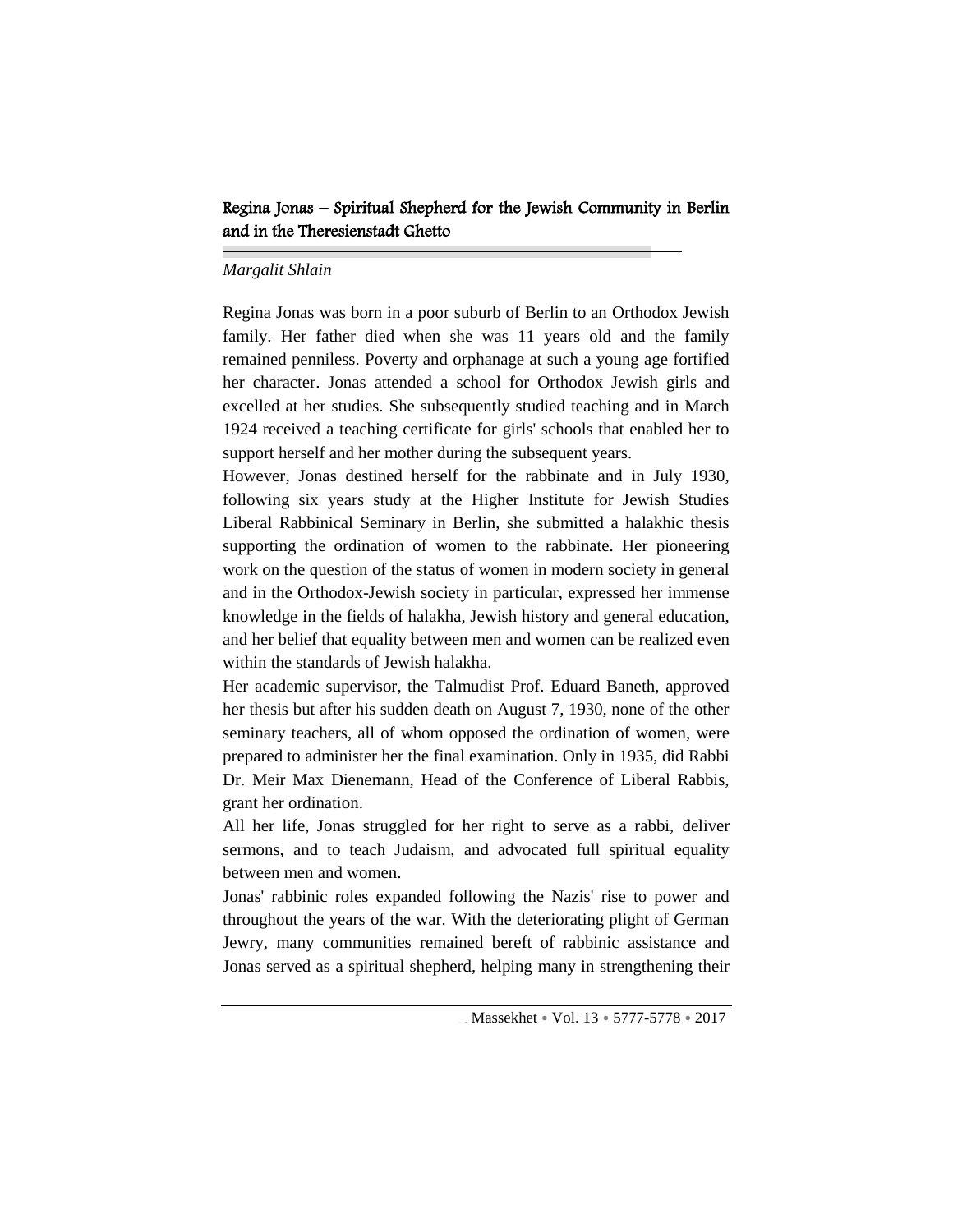## Regina Jonas – Spiritual Shepherd for the Jewish Community in Berlin and in the Theresienstadt Ghetto

*Margalit Shlain*

Regina Jonas was born in a poor suburb of Berlin to an Orthodox Jewish family. Her father died when she was 11 years old and the family remained penniless. Poverty and orphanage at such a young age fortified her character. Jonas attended a school for Orthodox Jewish girls and excelled at her studies. She subsequently studied teaching and in March 1924 received a teaching certificate for girls' schools that enabled her to support herself and her mother during the subsequent years.

However, Jonas destined herself for the rabbinate and in July 1930, following six years study at the Higher Institute for Jewish Studies Liberal Rabbinical Seminary in Berlin, she submitted a halakhic thesis supporting the ordination of women to the rabbinate. Her pioneering work on the question of the status of women in modern society in general and in the Orthodox-Jewish society in particular, expressed her immense knowledge in the fields of halakha, Jewish history and general education, and her belief that equality between men and women can be realized even within the standards of Jewish halakha.

Her academic supervisor, the Talmudist Prof. Eduard Baneth, approved her thesis but after his sudden death on August 7, 1930, none of the other seminary teachers, all of whom opposed the ordination of women, were prepared to administer her the final examination. Only in 1935, did Rabbi Dr. Meir Max Dienemann, Head of the Conference of Liberal Rabbis, grant her ordination.

All her life, Jonas struggled for her right to serve as a rabbi, deliver sermons, and to teach Judaism, and advocated full spiritual equality between men and women.

Jonas' rabbinic roles expanded following the Nazis' rise to power and throughout the years of the war. With the deteriorating plight of German Jewry, many communities remained bereft of rabbinic assistance and Jonas served as a spiritual shepherd, helping many in strengthening their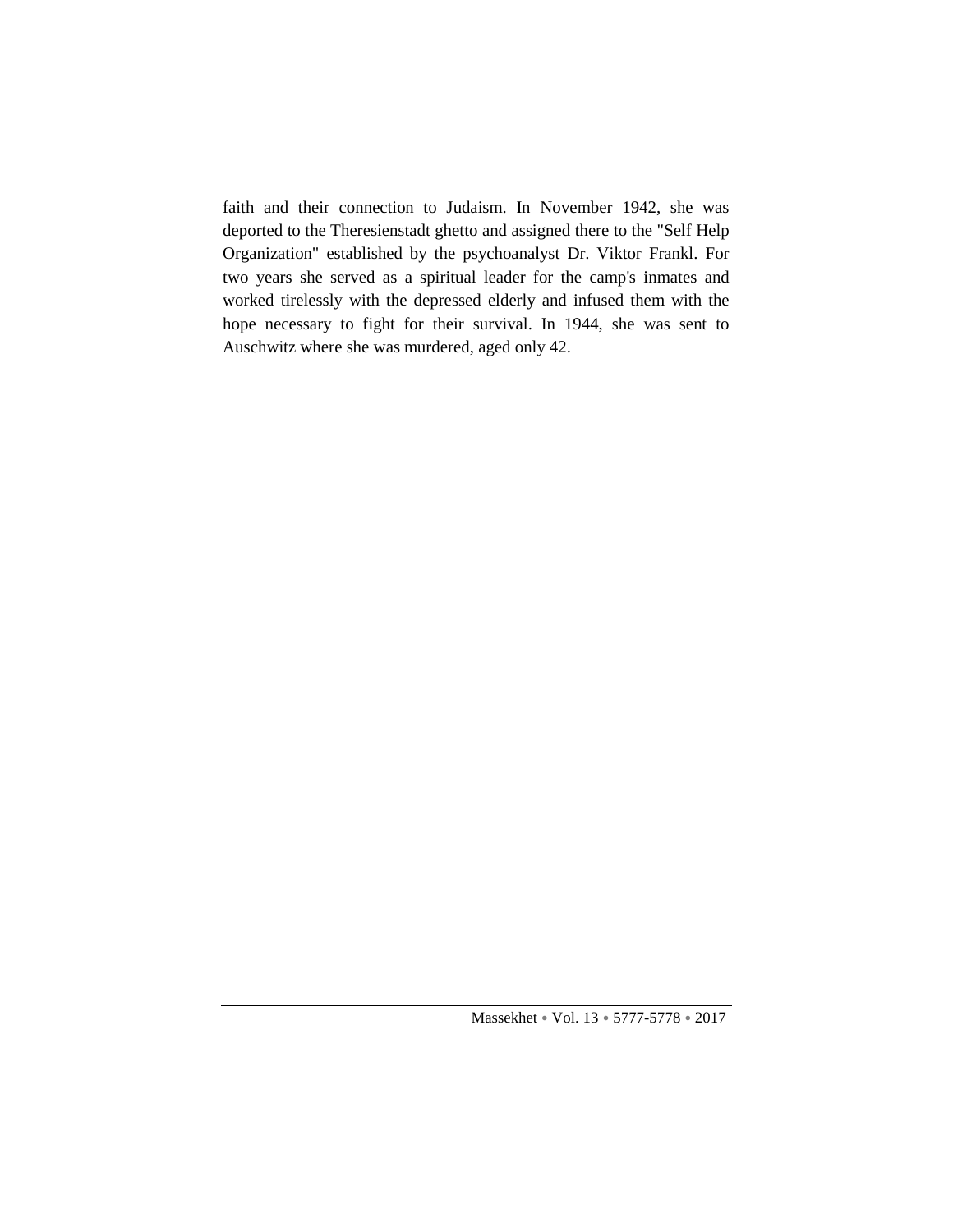faith and their connection to Judaism. In November 1942, she was deported to the Theresienstadt ghetto and assigned there to the "Self Help Organization" established by the psychoanalyst Dr. Viktor Frankl. For two years she served as a spiritual leader for the camp's inmates and worked tirelessly with the depressed elderly and infused them with the hope necessary to fight for their survival. In 1944, she was sent to Auschwitz where she was murdered, aged only 42.